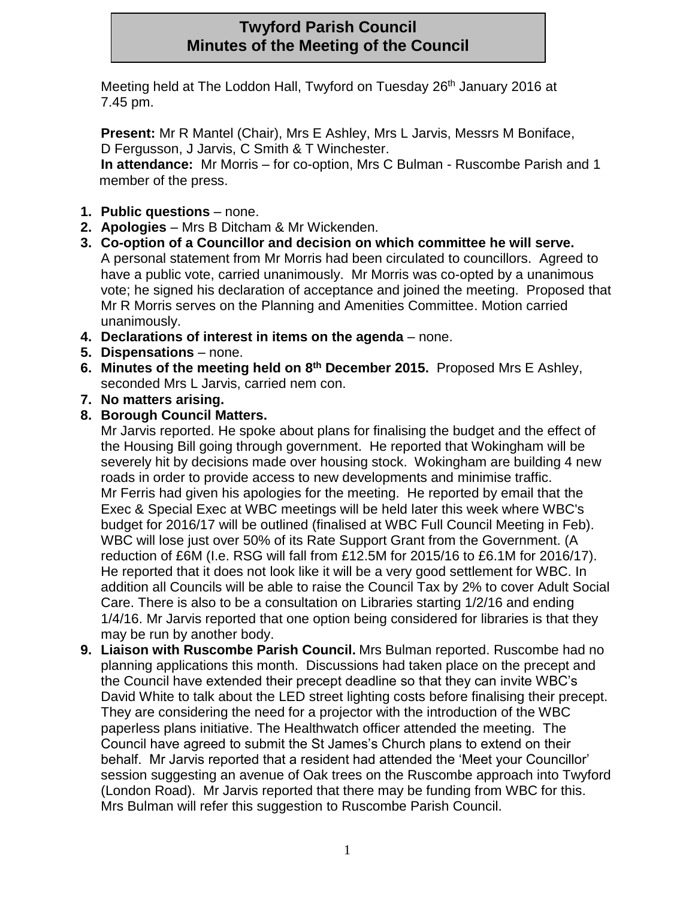# Twyford Parish Council
# Minutes of the Meeting of the Council

Meeting held at The Loddon Hall, Twyford on Tuesday 26th January 2016 at 7.45 pm.

**Present:** Mr R Mantel (Chair), Mrs E Ashley, Mrs L Jarvis, Messrs M Boniface, D Fergusson, J Jarvis, C Smith & T Winchester.
**In attendance:** Mr Morris – for co-option, Mrs C Bulman - Ruscombe Parish and 1 member of the press.

1. **Public questions** – none.
2. **Apologies** – Mrs B Ditcham & Mr Wickenden.
3. **Co-option of a Councillor and decision on which committee he will serve.** A personal statement from Mr Morris had been circulated to councillors. Agreed to have a public vote, carried unanimously. Mr Morris was co-opted by a unanimous vote; he signed his declaration of acceptance and joined the meeting. Proposed that Mr R Morris serves on the Planning and Amenities Committee. Motion carried unanimously.
4. **Declarations of interest in items on the agenda** – none.
5. **Dispensations** – none.
6. **Minutes of the meeting held on 8th December 2015.** Proposed Mrs E Ashley, seconded Mrs L Jarvis, carried nem con.
7. **No matters arising.**
8. **Borough Council Matters.**
   Mr Jarvis reported. He spoke about plans for finalising the budget and the effect of the Housing Bill going through government. He reported that Wokingham will be severely hit by decisions made over housing stock. Wokingham are building 4 new roads in order to provide access to new developments and minimise traffic.
   Mr Ferris had given his apologies for the meeting. He reported by email that the Exec & Special Exec at WBC meetings will be held later this week where WBC's budget for 2016/17 will be outlined (finalised at WBC Full Council Meeting in Feb). WBC will lose just over 50% of its Rate Support Grant from the Government. (A reduction of £6M (I.e. RSG will fall from £12.5M for 2015/16 to £6.1M for 2016/17). He reported that it does not look like it will be a very good settlement for WBC. In addition all Councils will be able to raise the Council Tax by 2% to cover Adult Social Care. There is also to be a consultation on Libraries starting 1/2/16 and ending 1/4/16. Mr Jarvis reported that one option being considered for libraries is that they may be run by another body.
9. **Liaison with Ruscombe Parish Council.** Mrs Bulman reported. Ruscombe had no planning applications this month. Discussions had taken place on the precept and the Council have extended their precept deadline so that they can invite WBC's David White to talk about the LED street lighting costs before finalising their precept. They are considering the need for a projector with the introduction of the WBC paperless plans initiative. The Healthwatch officer attended the meeting. The Council have agreed to submit the St James's Church plans to extend on their behalf. Mr Jarvis reported that a resident had attended the 'Meet your Councillor' session suggesting an avenue of Oak trees on the Ruscombe approach into Twyford (London Road). Mr Jarvis reported that there may be funding from WBC for this. Mrs Bulman will refer this suggestion to Ruscombe Parish Council.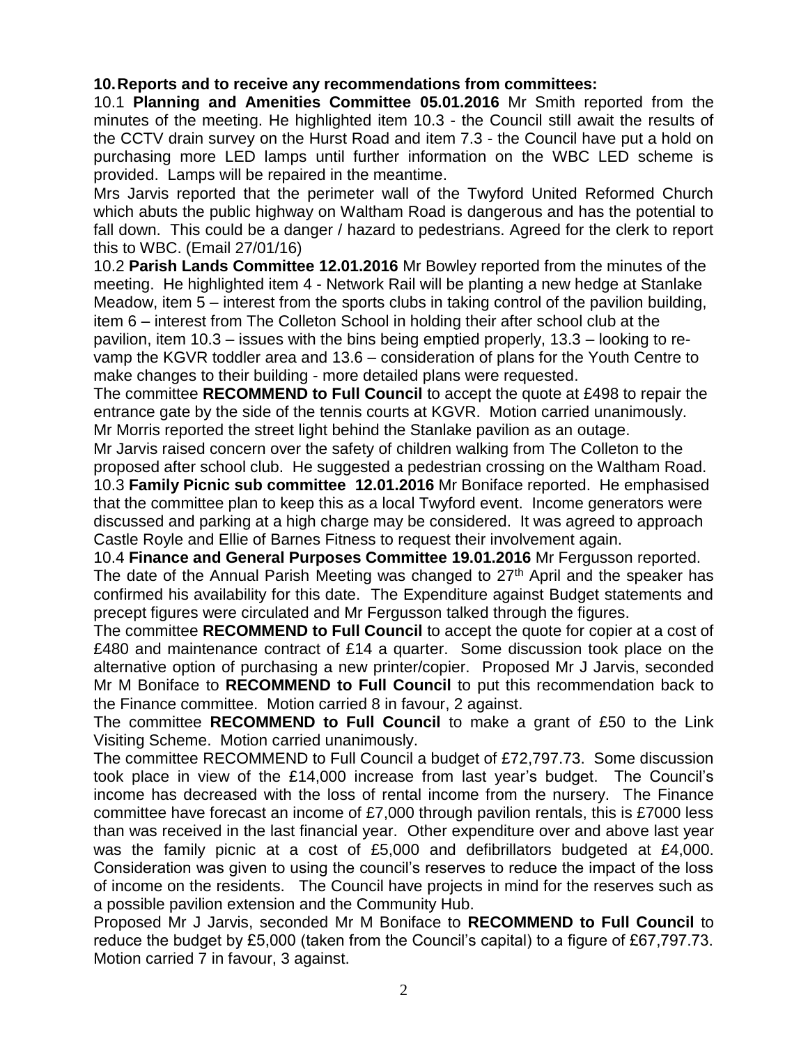**10. Reports and to receive any recommendations from committees:**

10.1 **Planning and Amenities Committee 05.01.2016** Mr Smith reported from the minutes of the meeting. He highlighted item 10.3 - the Council still await the results of the CCTV drain survey on the Hurst Road and item 7.3 - the Council have put a hold on purchasing more LED lamps until further information on the WBC LED scheme is provided. Lamps will be repaired in the meantime.

Mrs Jarvis reported that the perimeter wall of the Twyford United Reformed Church which abuts the public highway on Waltham Road is dangerous and has the potential to fall down. This could be a danger / hazard to pedestrians. Agreed for the clerk to report this to WBC. (Email 27/01/16)

10.2 **Parish Lands Committee 12.01.2016** Mr Bowley reported from the minutes of the meeting. He highlighted item 4 - Network Rail will be planting a new hedge at Stanlake Meadow, item 5 – interest from the sports clubs in taking control of the pavilion building, item 6 – interest from The Colleton School in holding their after school club at the pavilion, item 10.3 – issues with the bins being emptied properly, 13.3 – looking to re-vamp the KGVR toddler area and 13.6 – consideration of plans for the Youth Centre to make changes to their building - more detailed plans were requested.

The committee **RECOMMEND to Full Council** to accept the quote at £498 to repair the entrance gate by the side of the tennis courts at KGVR. Motion carried unanimously.

Mr Morris reported the street light behind the Stanlake pavilion as an outage.

Mr Jarvis raised concern over the safety of children walking from The Colleton to the proposed after school club. He suggested a pedestrian crossing on the Waltham Road.

10.3 **Family Picnic sub committee 12.01.2016** Mr Boniface reported. He emphasised that the committee plan to keep this as a local Twyford event. Income generators were discussed and parking at a high charge may be considered. It was agreed to approach Castle Royle and Ellie of Barnes Fitness to request their involvement again.

10.4 **Finance and General Purposes Committee 19.01.2016** Mr Fergusson reported. The date of the Annual Parish Meeting was changed to 27th April and the speaker has confirmed his availability for this date. The Expenditure against Budget statements and precept figures were circulated and Mr Fergusson talked through the figures.

The committee **RECOMMEND to Full Council** to accept the quote for copier at a cost of £480 and maintenance contract of £14 a quarter. Some discussion took place on the alternative option of purchasing a new printer/copier. Proposed Mr J Jarvis, seconded Mr M Boniface to **RECOMMEND to Full Council** to put this recommendation back to the Finance committee. Motion carried 8 in favour, 2 against.

The committee **RECOMMEND to Full Council** to make a grant of £50 to the Link Visiting Scheme. Motion carried unanimously.

The committee RECOMMEND to Full Council a budget of £72,797.73. Some discussion took place in view of the £14,000 increase from last year's budget. The Council's income has decreased with the loss of rental income from the nursery. The Finance committee have forecast an income of £7,000 through pavilion rentals, this is £7000 less than was received in the last financial year. Other expenditure over and above last year was the family picnic at a cost of £5,000 and defibrillators budgeted at £4,000. Consideration was given to using the council's reserves to reduce the impact of the loss of income on the residents. The Council have projects in mind for the reserves such as a possible pavilion extension and the Community Hub.

Proposed Mr J Jarvis, seconded Mr M Boniface to **RECOMMEND to Full Council** to reduce the budget by £5,000 (taken from the Council's capital) to a figure of £67,797.73. Motion carried 7 in favour, 3 against.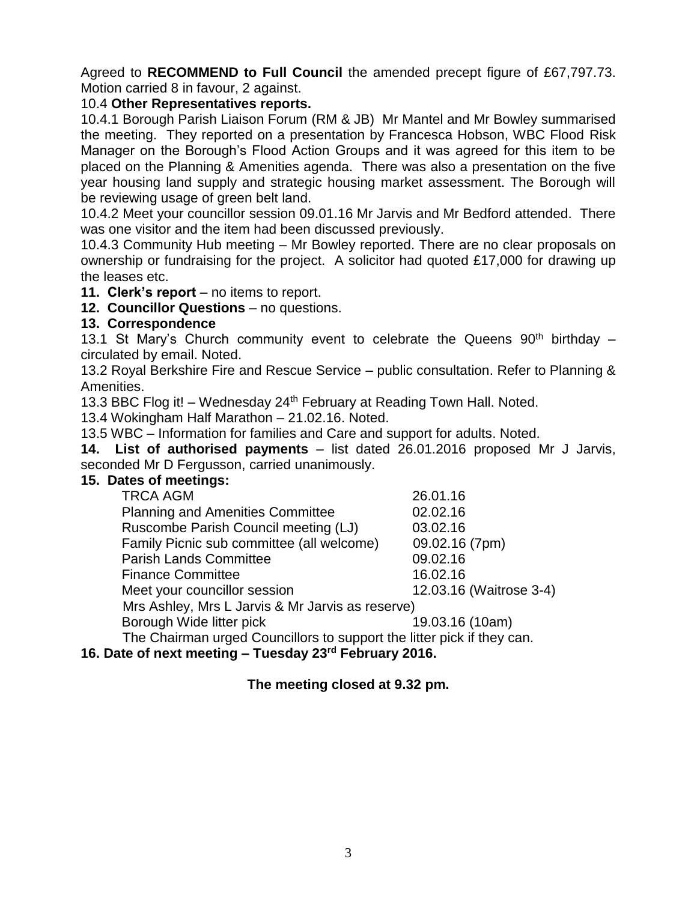Agreed to **RECOMMEND to Full Council** the amended precept figure of £67,797.73. Motion carried 8 in favour, 2 against.

10.4 **Other Representatives reports.**

10.4.1 Borough Parish Liaison Forum (RM & JB) Mr Mantel and Mr Bowley summarised the meeting. They reported on a presentation by Francesca Hobson, WBC Flood Risk Manager on the Borough's Flood Action Groups and it was agreed for this item to be placed on the Planning & Amenities agenda. There was also a presentation on the five year housing land supply and strategic housing market assessment. The Borough will be reviewing usage of green belt land.

10.4.2 Meet your councillor session 09.01.16 Mr Jarvis and Mr Bedford attended. There was one visitor and the item had been discussed previously.

10.4.3 Community Hub meeting – Mr Bowley reported. There are no clear proposals on ownership or fundraising for the project. A solicitor had quoted £17,000 for drawing up the leases etc.

**11. Clerk's report** – no items to report.

**12. Councillor Questions** – no questions.

**13. Correspondence**

13.1 St Mary's Church community event to celebrate the Queens 90th birthday – circulated by email. Noted.

13.2 Royal Berkshire Fire and Rescue Service – public consultation. Refer to Planning & Amenities.

13.3 BBC Flog it! – Wednesday 24th February at Reading Town Hall. Noted.

13.4 Wokingham Half Marathon – 21.02.16. Noted.

13.5 WBC – Information for families and Care and support for adults. Noted.

**14. List of authorised payments** – list dated 26.01.2016 proposed Mr J Jarvis, seconded Mr D Fergusson, carried unanimously.

**15. Dates of meetings:**

| | |
|---|---|
| TRCA AGM | 26.01.16 |
| Planning and Amenities Committee | 02.02.16 |
| Ruscombe Parish Council meeting (LJ) | 03.02.16 |
| Family Picnic sub committee (all welcome) | 09.02.16 (7pm) |
| Parish Lands Committee | 09.02.16 |
| Finance Committee | 16.02.16 |
| Meet your councillor session | 12.03.16 (Waitrose 3-4) |
| Mrs Ashley, Mrs L Jarvis & Mr Jarvis as reserve) | |
| Borough Wide litter pick | 19.03.16 (10am) |

The Chairman urged Councillors to support the litter pick if they can.

**16. Date of next meeting – Tuesday 23rd February 2016.**

**The meeting closed at 9.32 pm.**